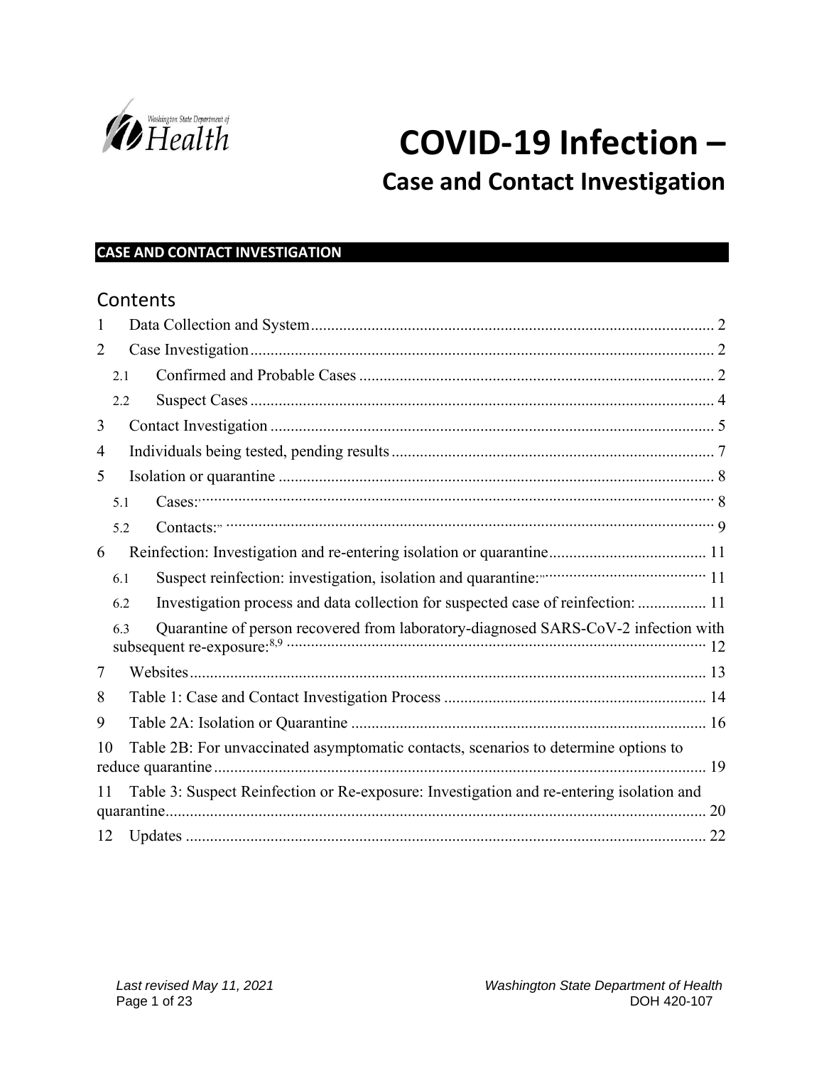Washington State Department of Health

# COVID-19 Infection –

## Case and Contact Investigation

**CASE AND CONTACT INVESTIGATION**

## Contents

1 Data Collection and System ........ 2

2 Case Investigation ........ 2

  2.1 Confirmed and Probable Cases ........ 2

  2.2 Suspect Cases ........ 4

3 Contact Investigation ........ 5

4 Individuals being tested, pending results ........ 7

5 Isolation or quarantine ........ 8

  5.1 Cases: ........ 8

  5.2 Contacts: ........ 9

6 Reinfection: Investigation and re-entering isolation or quarantine ........ 11

  6.1 Suspect reinfection: investigation, isolation and quarantine: ........ 11

  6.2 Investigation process and data collection for suspected case of reinfection: ........ 11

  6.3 Quarantine of person recovered from laboratory-diagnosed SARS-CoV-2 infection with subsequent re-exposure:[8,9] ........ 12

7 Websites ........ 13

8 Table 1: Case and Contact Investigation Process ........ 14

9 Table 2A: Isolation or Quarantine ........ 16

10 Table 2B: For unvaccinated asymptomatic contacts, scenarios to determine options to reduce quarantine ........ 19

11 Table 3: Suspect Reinfection or Re-exposure: Investigation and re-entering isolation and quarantine ........ 20

12 Updates ........ 22

*Last revised May 11, 2021*

DOH 420-107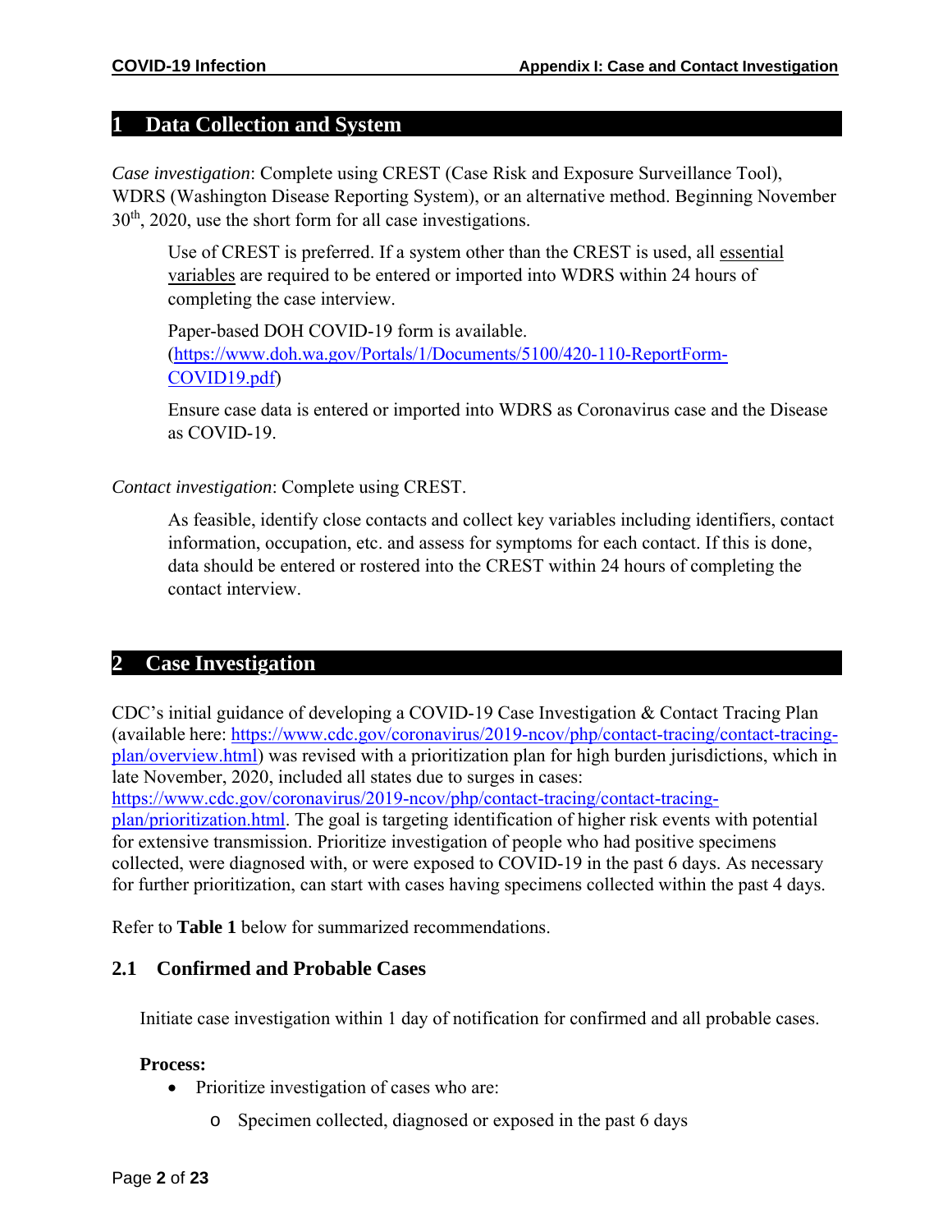# 1 Data Collection and System

*Case investigation*: Complete using CREST (Case Risk and Exposure Surveillance Tool), WDRS (Washington Disease Reporting System), or an alternative method. Beginning November 30th, 2020, use the short form for all case investigations.

> Use of CREST is preferred. If a system other than the CREST is used, all essential variables are required to be entered or imported into WDRS within 24 hours of completing the case interview.
>
> Paper-based DOH COVID-19 form is available. (https://www.doh.wa.gov/Portals/1/Documents/5100/420-110-ReportForm-COVID19.pdf)
>
> Ensure case data is entered or imported into WDRS as Coronavirus case and the Disease as COVID-19.

*Contact investigation*: Complete using CREST.

> As feasible, identify close contacts and collect key variables including identifiers, contact information, occupation, etc. and assess for symptoms for each contact. If this is done, data should be entered or rostered into the CREST within 24 hours of completing the contact interview.

# 2 Case Investigation

CDC's initial guidance of developing a COVID-19 Case Investigation & Contact Tracing Plan (available here: https://www.cdc.gov/coronavirus/2019-ncov/php/contact-tracing/contact-tracing-plan/overview.html) was revised with a prioritization plan for high burden jurisdictions, which in late November, 2020, included all states due to surges in cases: https://www.cdc.gov/coronavirus/2019-ncov/php/contact-tracing/contact-tracing-plan/prioritization.html. The goal is targeting identification of higher risk events with potential for extensive transmission. Prioritize investigation of people who had positive specimens collected, were diagnosed with, or were exposed to COVID-19 in the past 6 days. As necessary for further prioritization, can start with cases having specimens collected within the past 4 days.

Refer to **Table 1** below for summarized recommendations.

## 2.1 Confirmed and Probable Cases

Initiate case investigation within 1 day of notification for confirmed and all probable cases.

**Process:**

- Prioritize investigation of cases who are:
  - Specimen collected, diagnosed or exposed in the past 6 days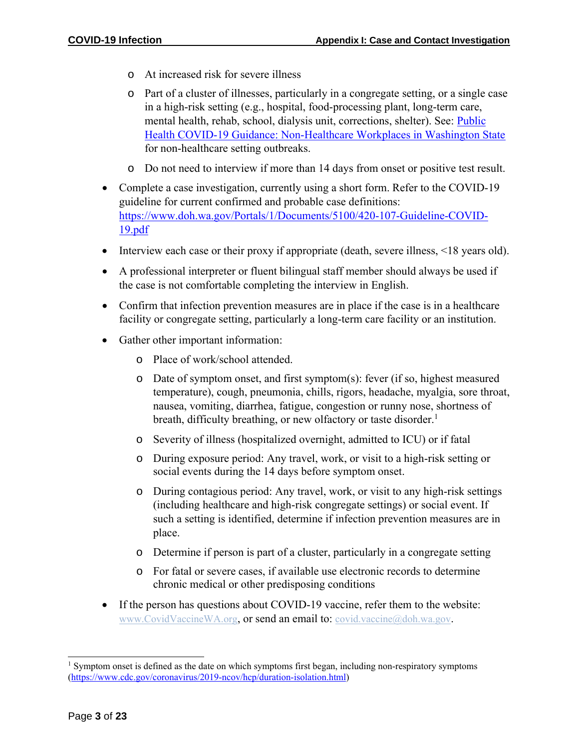- At increased risk for severe illness
  - Part of a cluster of illnesses, particularly in a congregate setting, or a single case in a high-risk setting (e.g., hospital, food-processing plant, long-term care, mental health, rehab, school, dialysis unit, corrections, shelter). See: [Public Health COVID-19 Guidance: Non-Healthcare Workplaces in Washington State]() for non-healthcare setting outbreaks.
  - Do not need to interview if more than 14 days from onset or positive test result.

- Complete a case investigation, currently using a short form. Refer to the COVID-19 guideline for current confirmed and probable case definitions: https://www.doh.wa.gov/Portals/1/Documents/5100/420-107-Guideline-COVID-19.pdf
- Interview each case or their proxy if appropriate (death, severe illness, <18 years old).
- A professional interpreter or fluent bilingual staff member should always be used if the case is not comfortable completing the interview in English.
- Confirm that infection prevention measures are in place if the case is in a healthcare facility or congregate setting, particularly a long-term care facility or an institution.
- Gather other important information:
  - Place of work/school attended.
  - Date of symptom onset, and first symptom(s): fever (if so, highest measured temperature), cough, pneumonia, chills, rigors, headache, myalgia, sore throat, nausea, vomiting, diarrhea, fatigue, congestion or runny nose, shortness of breath, difficulty breathing, or new olfactory or taste disorder.[1]
  - Severity of illness (hospitalized overnight, admitted to ICU) or if fatal
  - During exposure period: Any travel, work, or visit to a high-risk setting or social events during the 14 days before symptom onset.
  - During contagious period: Any travel, work, or visit to any high-risk settings (including healthcare and high-risk congregate settings) or social event. If such a setting is identified, determine if infection prevention measures are in place.
  - Determine if person is part of a cluster, particularly in a congregate setting
  - For fatal or severe cases, if available use electronic records to determine chronic medical or other predisposing conditions
- If the person has questions about COVID-19 vaccine, refer them to the website: www.CovidVaccineWA.org, or send an email to: covid.vaccine@doh.wa.gov.

---

[1] Symptom onset is defined as the date on which symptoms first began, including non-respiratory symptoms (https://www.cdc.gov/coronavirus/2019-ncov/hcp/duration-isolation.html)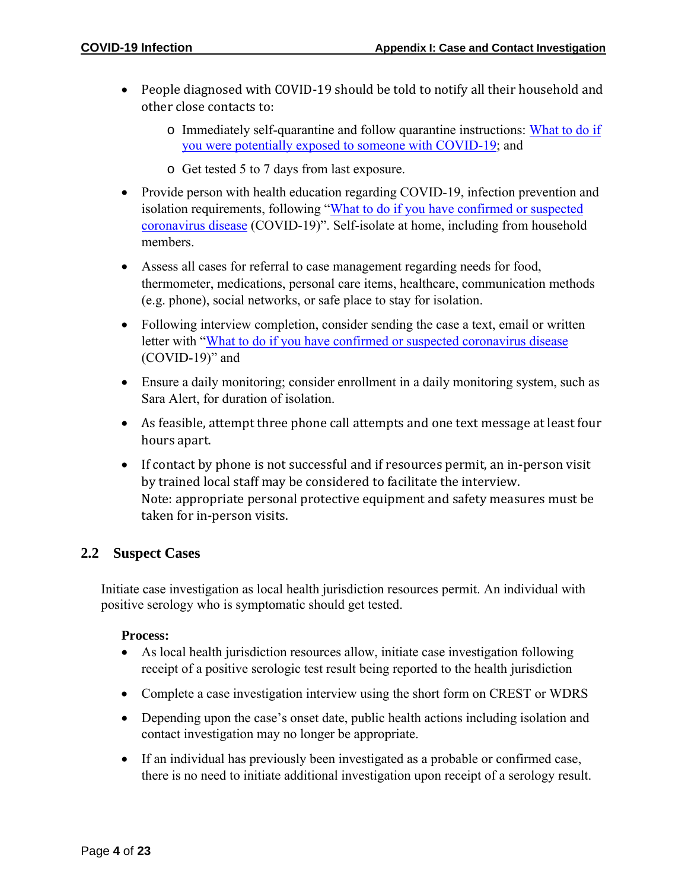- People diagnosed with COVID-19 should be told to notify all their household and other close contacts to:
  - Immediately self-quarantine and follow quarantine instructions: What to do if you were potentially exposed to someone with COVID-19; and
  - Get tested 5 to 7 days from last exposure.
- Provide person with health education regarding COVID-19, infection prevention and isolation requirements, following "What to do if you have confirmed or suspected coronavirus disease (COVID-19)". Self-isolate at home, including from household members.
- Assess all cases for referral to case management regarding needs for food, thermometer, medications, personal care items, healthcare, communication methods (e.g. phone), social networks, or safe place to stay for isolation.
- Following interview completion, consider sending the case a text, email or written letter with "What to do if you have confirmed or suspected coronavirus disease (COVID-19)" and
- Ensure a daily monitoring; consider enrollment in a daily monitoring system, such as Sara Alert, for duration of isolation.
- As feasible, attempt three phone call attempts and one text message at least four hours apart.
- If contact by phone is not successful and if resources permit, an in-person visit by trained local staff may be considered to facilitate the interview.
  Note: appropriate personal protective equipment and safety measures must be taken for in-person visits.

## 2.2 Suspect Cases

Initiate case investigation as local health jurisdiction resources permit. An individual with positive serology who is symptomatic should get tested.

**Process:**

- As local health jurisdiction resources allow, initiate case investigation following receipt of a positive serologic test result being reported to the health jurisdiction
- Complete a case investigation interview using the short form on CREST or WDRS
- Depending upon the case's onset date, public health actions including isolation and contact investigation may no longer be appropriate.
- If an individual has previously been investigated as a probable or confirmed case, there is no need to initiate additional investigation upon receipt of a serology result.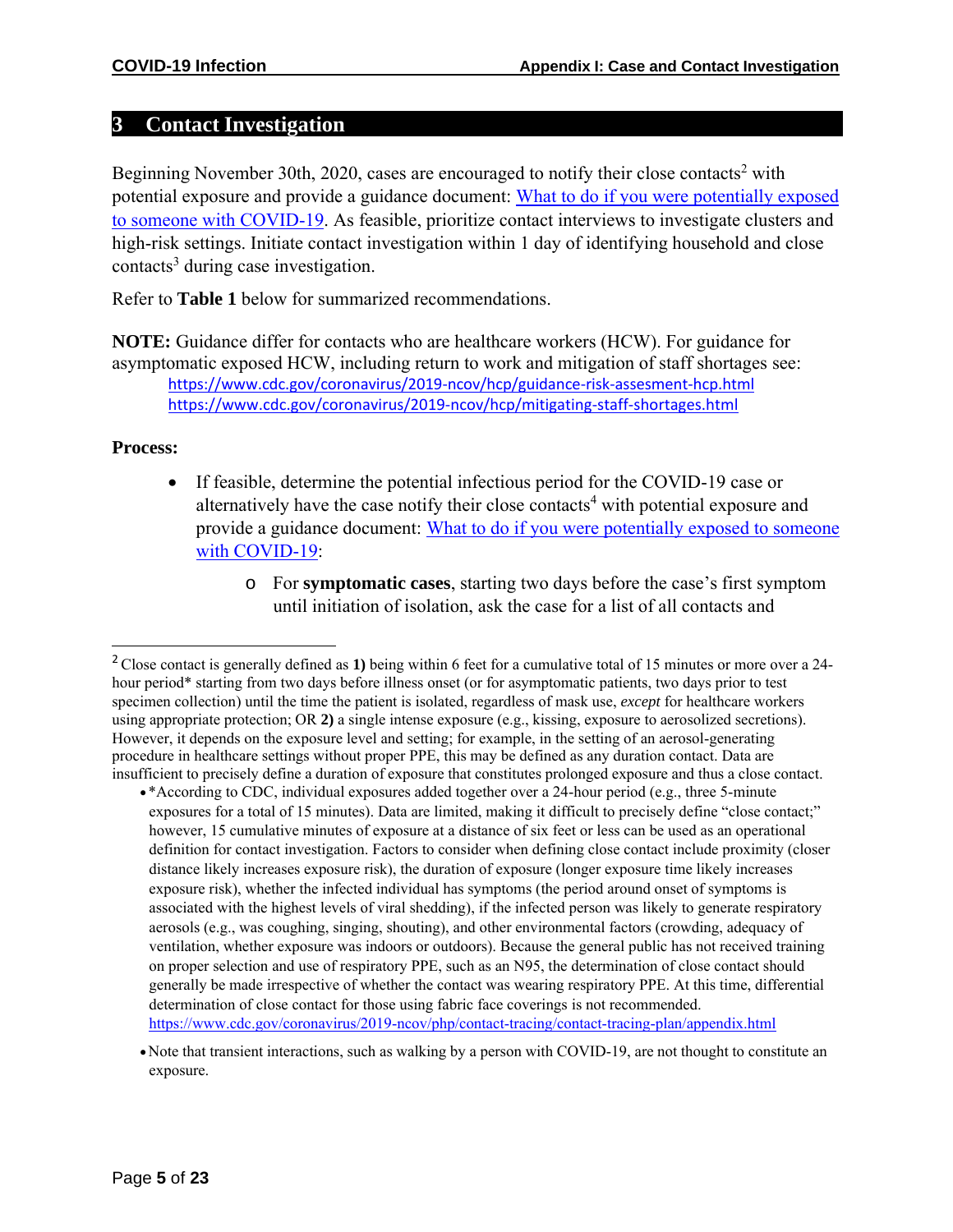## 3 Contact Investigation

Beginning November 30th, 2020, cases are encouraged to notify their close contacts[2] with potential exposure and provide a guidance document: [What to do if you were potentially exposed to someone with COVID-19](). As feasible, prioritize contact interviews to investigate clusters and high-risk settings. Initiate contact investigation within 1 day of identifying household and close contacts[3] during case investigation.

Refer to **Table 1** below for summarized recommendations.

**NOTE:** Guidance differ for contacts who are healthcare workers (HCW). For guidance for asymptomatic exposed HCW, including return to work and mitigation of staff shortages see:

https://www.cdc.gov/coronavirus/2019-ncov/hcp/guidance-risk-assesment-hcp.html
https://www.cdc.gov/coronavirus/2019-ncov/hcp/mitigating-staff-shortages.html

**Process:**

- If feasible, determine the potential infectious period for the COVID-19 case or alternatively have the case notify their close contacts[4] with potential exposure and provide a guidance document: [What to do if you were potentially exposed to someone with COVID-19]():
  - For **symptomatic cases**, starting two days before the case's first symptom until initiation of isolation, ask the case for a list of all contacts and

---

[2] Close contact is generally defined as **1)** being within 6 feet for a cumulative total of 15 minutes or more over a 24-hour period* starting from two days before illness onset (or for asymptomatic patients, two days prior to test specimen collection) until the time the patient is isolated, regardless of mask use, *except* for healthcare workers using appropriate protection; OR **2)** a single intense exposure (e.g., kissing, exposure to aerosolized secretions). However, it depends on the exposure level and setting; for example, in the setting of an aerosol-generating procedure in healthcare settings without proper PPE, this may be defined as any duration contact. Data are insufficient to precisely define a duration of exposure that constitutes prolonged exposure and thus a close contact.

- *According to CDC, individual exposures added together over a 24-hour period (e.g., three 5-minute exposures for a total of 15 minutes). Data are limited, making it difficult to precisely define "close contact;" however, 15 cumulative minutes of exposure at a distance of six feet or less can be used as an operational definition for contact investigation. Factors to consider when defining close contact include proximity (closer distance likely increases exposure risk), the duration of exposure (longer exposure time likely increases exposure risk), whether the infected individual has symptoms (the period around onset of symptoms is associated with the highest levels of viral shedding), if the infected person was likely to generate respiratory aerosols (e.g., was coughing, singing, shouting), and other environmental factors (crowding, adequacy of ventilation, whether exposure was indoors or outdoors). Because the general public has not received training on proper selection and use of respiratory PPE, such as an N95, the determination of close contact should generally be made irrespective of whether the contact was wearing respiratory PPE. At this time, differential determination of close contact for those using fabric face coverings is not recommended. https://www.cdc.gov/coronavirus/2019-ncov/php/contact-tracing/contact-tracing-plan/appendix.html
- Note that transient interactions, such as walking by a person with COVID-19, are not thought to constitute an exposure.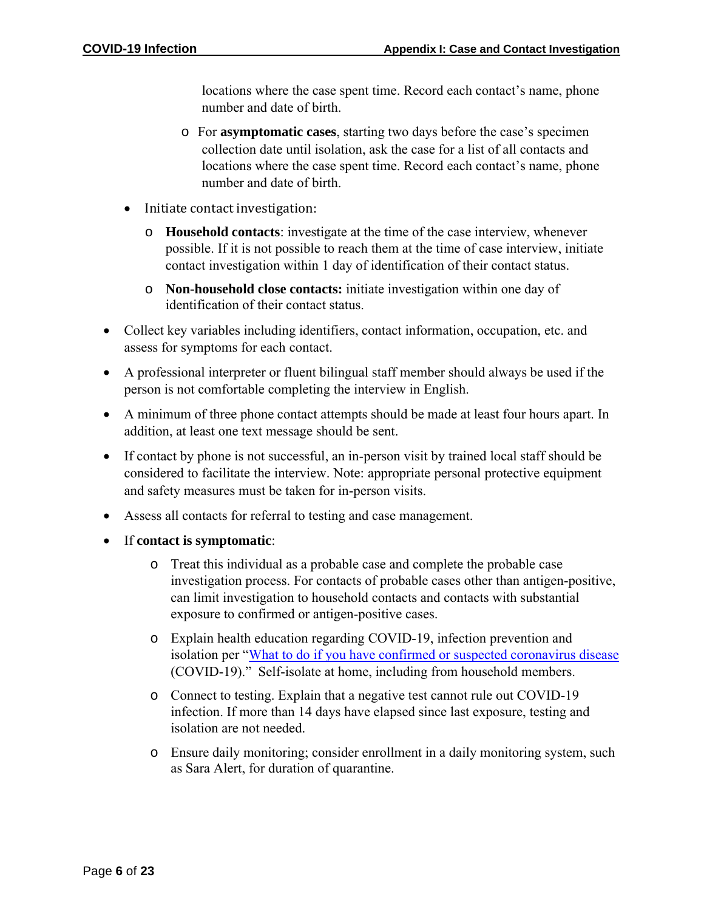locations where the case spent time. Record each contact's name, phone number and date of birth.

        - For **asymptomatic cases**, starting two days before the case's specimen collection date until isolation, ask the case for a list of all contacts and locations where the case spent time. Record each contact's name, phone number and date of birth.

    - Initiate contact investigation:
        - **Household contacts**: investigate at the time of the case interview, whenever possible. If it is not possible to reach them at the time of case interview, initiate contact investigation within 1 day of identification of their contact status.
        - **Non-household close contacts:** initiate investigation within one day of identification of their contact status.

- Collect key variables including identifiers, contact information, occupation, etc. and assess for symptoms for each contact.
- A professional interpreter or fluent bilingual staff member should always be used if the person is not comfortable completing the interview in English.
- A minimum of three phone contact attempts should be made at least four hours apart. In addition, at least one text message should be sent.
- If contact by phone is not successful, an in-person visit by trained local staff should be considered to facilitate the interview. Note: appropriate personal protective equipment and safety measures must be taken for in-person visits.
- Assess all contacts for referral to testing and case management.
- If **contact is symptomatic**:
    - Treat this individual as a probable case and complete the probable case investigation process. For contacts of probable cases other than antigen-positive, can limit investigation to household contacts and contacts with substantial exposure to confirmed or antigen-positive cases.
    - Explain health education regarding COVID-19, infection prevention and isolation per "What to do if you have confirmed or suspected coronavirus disease (COVID-19)." Self-isolate at home, including from household members.
    - Connect to testing. Explain that a negative test cannot rule out COVID-19 infection. If more than 14 days have elapsed since last exposure, testing and isolation are not needed.
    - Ensure daily monitoring; consider enrollment in a daily monitoring system, such as Sara Alert, for duration of quarantine.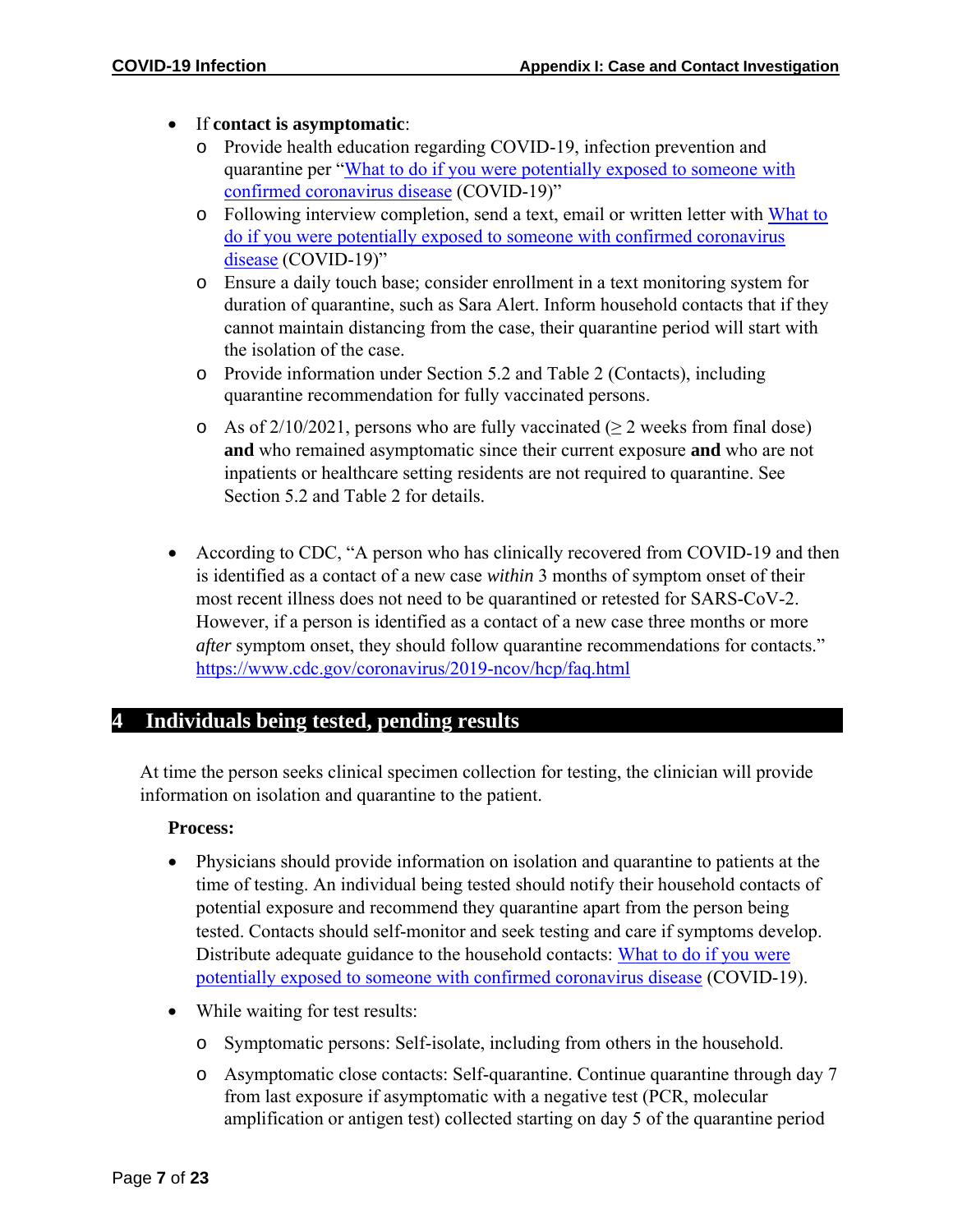- If **contact is asymptomatic**:
  - Provide health education regarding COVID-19, infection prevention and quarantine per "What to do if you were potentially exposed to someone with confirmed coronavirus disease (COVID-19)"
  - Following interview completion, send a text, email or written letter with What to do if you were potentially exposed to someone with confirmed coronavirus disease (COVID-19)"
  - Ensure a daily touch base; consider enrollment in a text monitoring system for duration of quarantine, such as Sara Alert. Inform household contacts that if they cannot maintain distancing from the case, their quarantine period will start with the isolation of the case.
  - Provide information under Section 5.2 and Table 2 (Contacts), including quarantine recommendation for fully vaccinated persons.
  - As of 2/10/2021, persons who are fully vaccinated (≥ 2 weeks from final dose) **and** who remained asymptomatic since their current exposure **and** who are not inpatients or healthcare setting residents are not required to quarantine. See Section 5.2 and Table 2 for details.

- According to CDC, "A person who has clinically recovered from COVID-19 and then is identified as a contact of a new case *within* 3 months of symptom onset of their most recent illness does not need to be quarantined or retested for SARS-CoV-2. However, if a person is identified as a contact of a new case three months or more *after* symptom onset, they should follow quarantine recommendations for contacts." https://www.cdc.gov/coronavirus/2019-ncov/hcp/faq.html

# 4 Individuals being tested, pending results

At time the person seeks clinical specimen collection for testing, the clinician will provide information on isolation and quarantine to the patient.

**Process:**

- Physicians should provide information on isolation and quarantine to patients at the time of testing. An individual being tested should notify their household contacts of potential exposure and recommend they quarantine apart from the person being tested. Contacts should self-monitor and seek testing and care if symptoms develop. Distribute adequate guidance to the household contacts: What to do if you were potentially exposed to someone with confirmed coronavirus disease (COVID-19).
- While waiting for test results:
  - Symptomatic persons: Self-isolate, including from others in the household.
  - Asymptomatic close contacts: Self-quarantine. Continue quarantine through day 7 from last exposure if asymptomatic with a negative test (PCR, molecular amplification or antigen test) collected starting on day 5 of the quarantine period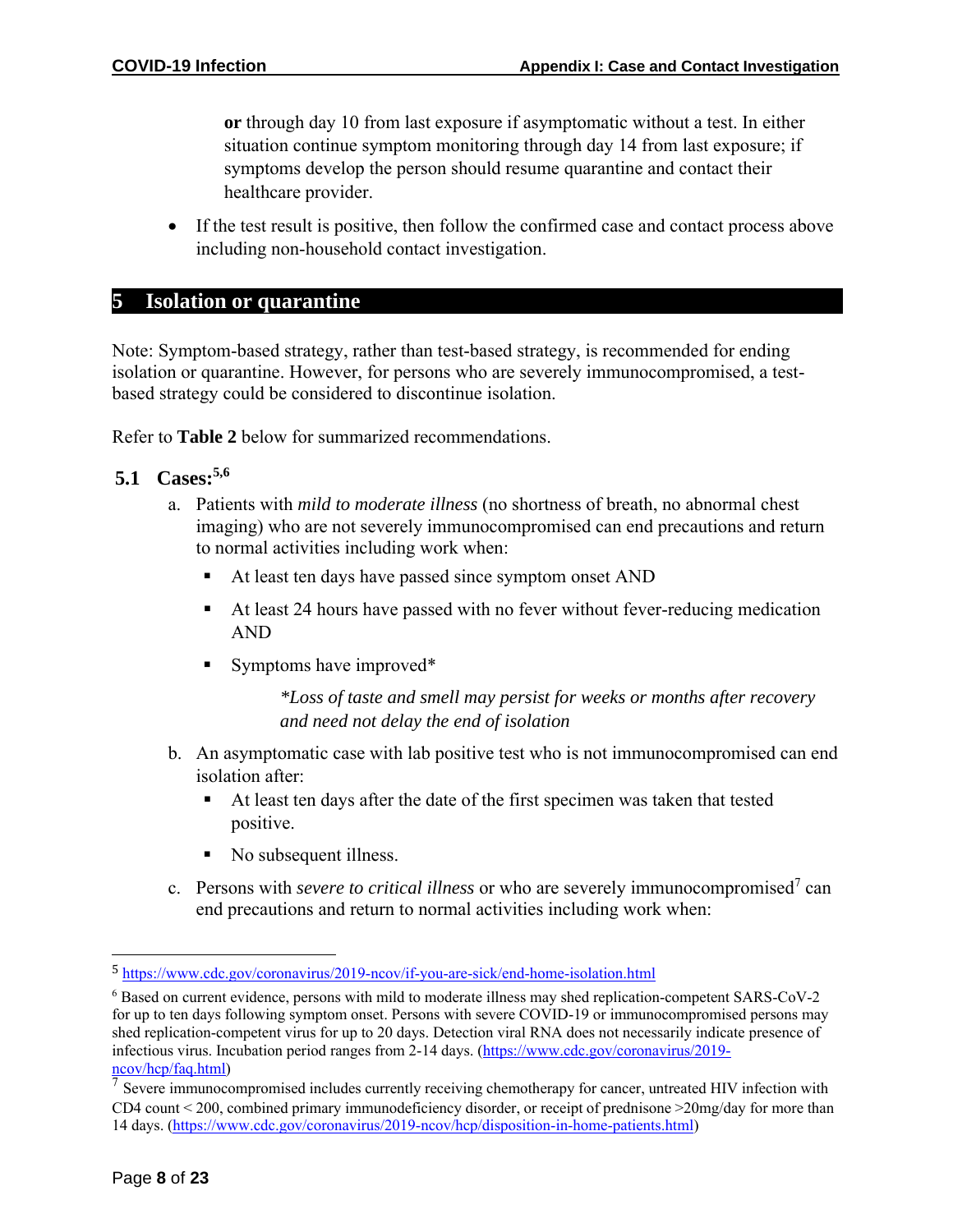**or** through day 10 from last exposure if asymptomatic without a test. In either situation continue symptom monitoring through day 14 from last exposure; if symptoms develop the person should resume quarantine and contact their healthcare provider.

- If the test result is positive, then follow the confirmed case and contact process above including non-household contact investigation.

# 5 Isolation or quarantine

Note: Symptom-based strategy, rather than test-based strategy, is recommended for ending isolation or quarantine. However, for persons who are severely immunocompromised, a test-based strategy could be considered to discontinue isolation.

Refer to **Table 2** below for summarized recommendations.

## 5.1 Cases:[5,6]

a. Patients with *mild to moderate illness* (no shortness of breath, no abnormal chest imaging) who are not severely immunocompromised can end precautions and return to normal activities including work when:

- At least ten days have passed since symptom onset AND
- At least 24 hours have passed with no fever without fever-reducing medication AND
- Symptoms have improved*

  **Loss of taste and smell may persist for weeks or months after recovery and need not delay the end of isolation*

b. An asymptomatic case with lab positive test who is not immunocompromised can end isolation after:

- At least ten days after the date of the first specimen was taken that tested positive.
- No subsequent illness.

c. Persons with *severe to critical illness* or who are severely immunocompromised[7] can end precautions and return to normal activities including work when:

---

[5] https://www.cdc.gov/coronavirus/2019-ncov/if-you-are-sick/end-home-isolation.html

[6] Based on current evidence, persons with mild to moderate illness may shed replication-competent SARS-CoV-2 for up to ten days following symptom onset. Persons with severe COVID-19 or immunocompromised persons may shed replication-competent virus for up to 20 days. Detection viral RNA does not necessarily indicate presence of infectious virus. Incubation period ranges from 2-14 days. (https://www.cdc.gov/coronavirus/2019-ncov/hcp/faq.html)

[7] Severe immunocompromised includes currently receiving chemotherapy for cancer, untreated HIV infection with CD4 count < 200, combined primary immunodeficiency disorder, or receipt of prednisone >20mg/day for more than 14 days. (https://www.cdc.gov/coronavirus/2019-ncov/hcp/disposition-in-home-patients.html)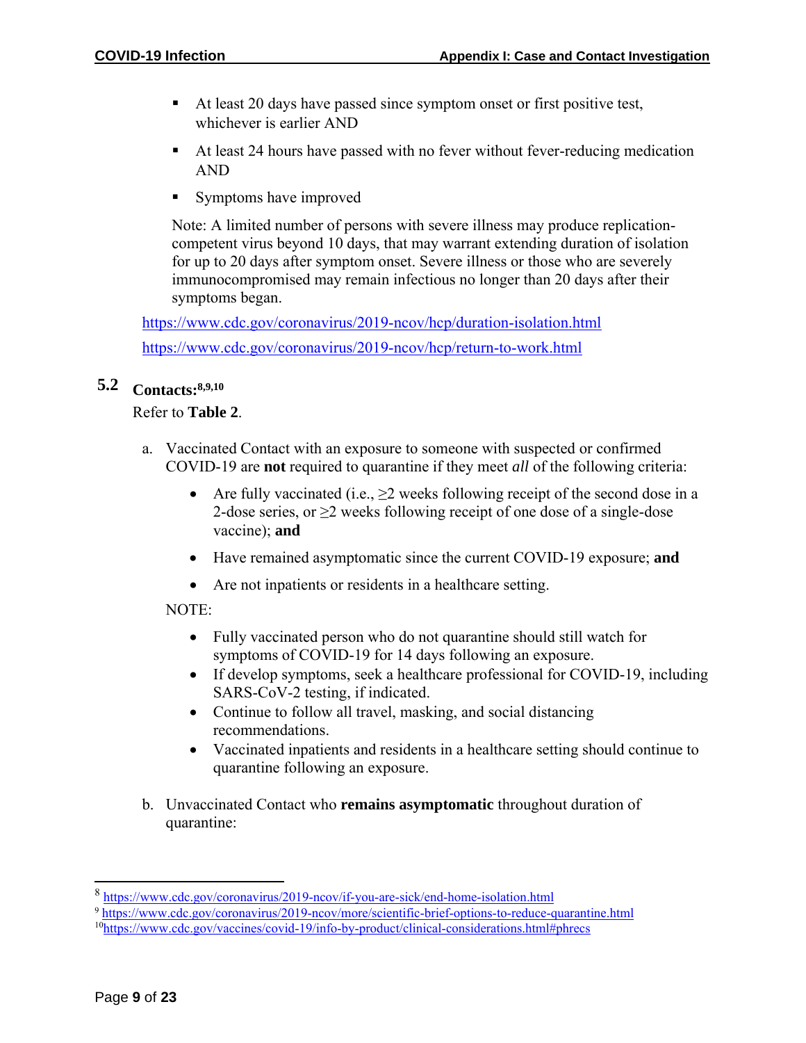- At least 20 days have passed since symptom onset or first positive test, whichever is earlier AND
- At least 24 hours have passed with no fever without fever-reducing medication AND
- Symptoms have improved

Note: A limited number of persons with severe illness may produce replication-competent virus beyond 10 days, that may warrant extending duration of isolation for up to 20 days after symptom onset. Severe illness or those who are severely immunocompromised may remain infectious no longer than 20 days after their symptoms began.

https://www.cdc.gov/coronavirus/2019-ncov/hcp/duration-isolation.html

https://www.cdc.gov/coronavirus/2019-ncov/hcp/return-to-work.html

## 5.2 Contacts:[8,9,10]

Refer to **Table 2**.

a. Vaccinated Contact with an exposure to someone with suspected or confirmed COVID-19 are **not** required to quarantine if they meet *all* of the following criteria:

- Are fully vaccinated (i.e., ≥2 weeks following receipt of the second dose in a 2-dose series, or ≥2 weeks following receipt of one dose of a single-dose vaccine); **and**
- Have remained asymptomatic since the current COVID-19 exposure; **and**
- Are not inpatients or residents in a healthcare setting.

NOTE:

- Fully vaccinated person who do not quarantine should still watch for symptoms of COVID-19 for 14 days following an exposure.
- If develop symptoms, seek a healthcare professional for COVID-19, including SARS-CoV-2 testing, if indicated.
- Continue to follow all travel, masking, and social distancing recommendations.
- Vaccinated inpatients and residents in a healthcare setting should continue to quarantine following an exposure.

b. Unvaccinated Contact who **remains asymptomatic** throughout duration of quarantine:

---

[8] https://www.cdc.gov/coronavirus/2019-ncov/if-you-are-sick/end-home-isolation.html

[9] https://www.cdc.gov/coronavirus/2019-ncov/more/scientific-brief-options-to-reduce-quarantine.html

[10] https://www.cdc.gov/vaccines/covid-19/info-by-product/clinical-considerations.html#phrecs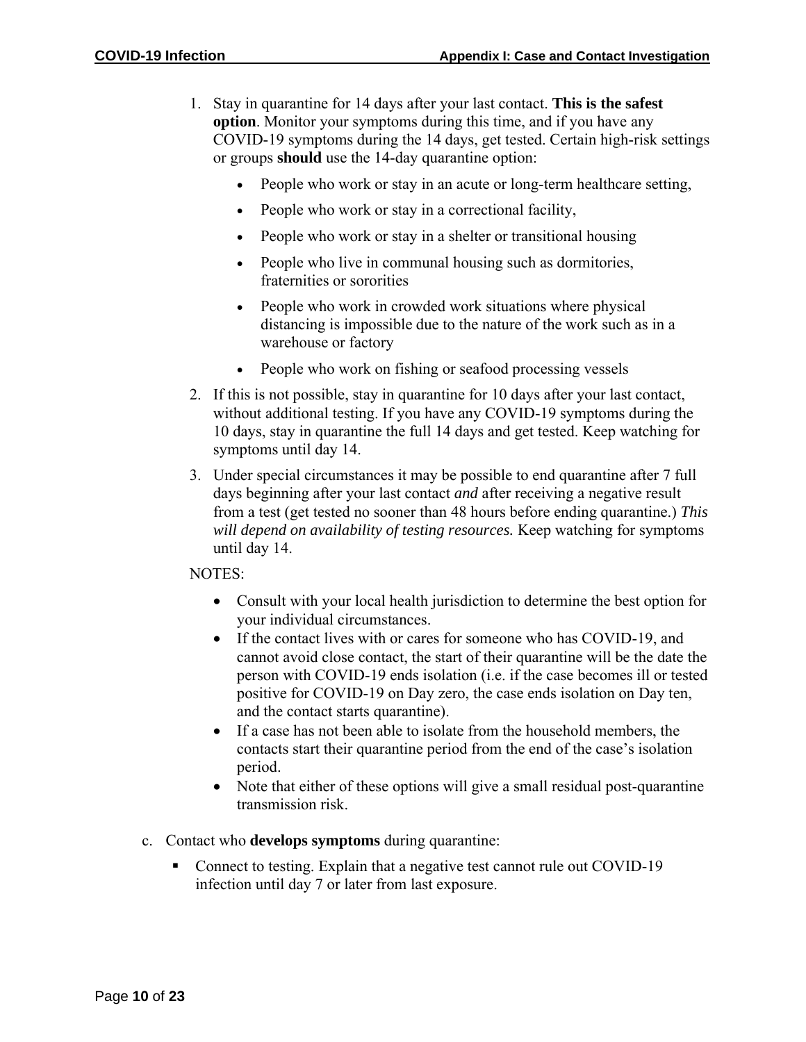1. Stay in quarantine for 14 days after your last contact. **This is the safest option**. Monitor your symptoms during this time, and if you have any COVID-19 symptoms during the 14 days, get tested. Certain high-risk settings or groups **should** use the 14-day quarantine option:
   - People who work or stay in an acute or long-term healthcare setting,
   - People who work or stay in a correctional facility,
   - People who work or stay in a shelter or transitional housing
   - People who live in communal housing such as dormitories, fraternities or sororities
   - People who work in crowded work situations where physical distancing is impossible due to the nature of the work such as in a warehouse or factory
   - People who work on fishing or seafood processing vessels
2. If this is not possible, stay in quarantine for 10 days after your last contact, without additional testing. If you have any COVID-19 symptoms during the 10 days, stay in quarantine the full 14 days and get tested. Keep watching for symptoms until day 14.
3. Under special circumstances it may be possible to end quarantine after 7 full days beginning after your last contact *and* after receiving a negative result from a test (get tested no sooner than 48 hours before ending quarantine.) *This will depend on availability of testing resources.* Keep watching for symptoms until day 14.

NOTES:

- Consult with your local health jurisdiction to determine the best option for your individual circumstances.
- If the contact lives with or cares for someone who has COVID-19, and cannot avoid close contact, the start of their quarantine will be the date the person with COVID-19 ends isolation (i.e. if the case becomes ill or tested positive for COVID-19 on Day zero, the case ends isolation on Day ten, and the contact starts quarantine).
- If a case has not been able to isolate from the household members, the contacts start their quarantine period from the end of the case's isolation period.
- Note that either of these options will give a small residual post-quarantine transmission risk.

c. Contact who **develops symptoms** during quarantine:

- Connect to testing. Explain that a negative test cannot rule out COVID-19 infection until day 7 or later from last exposure.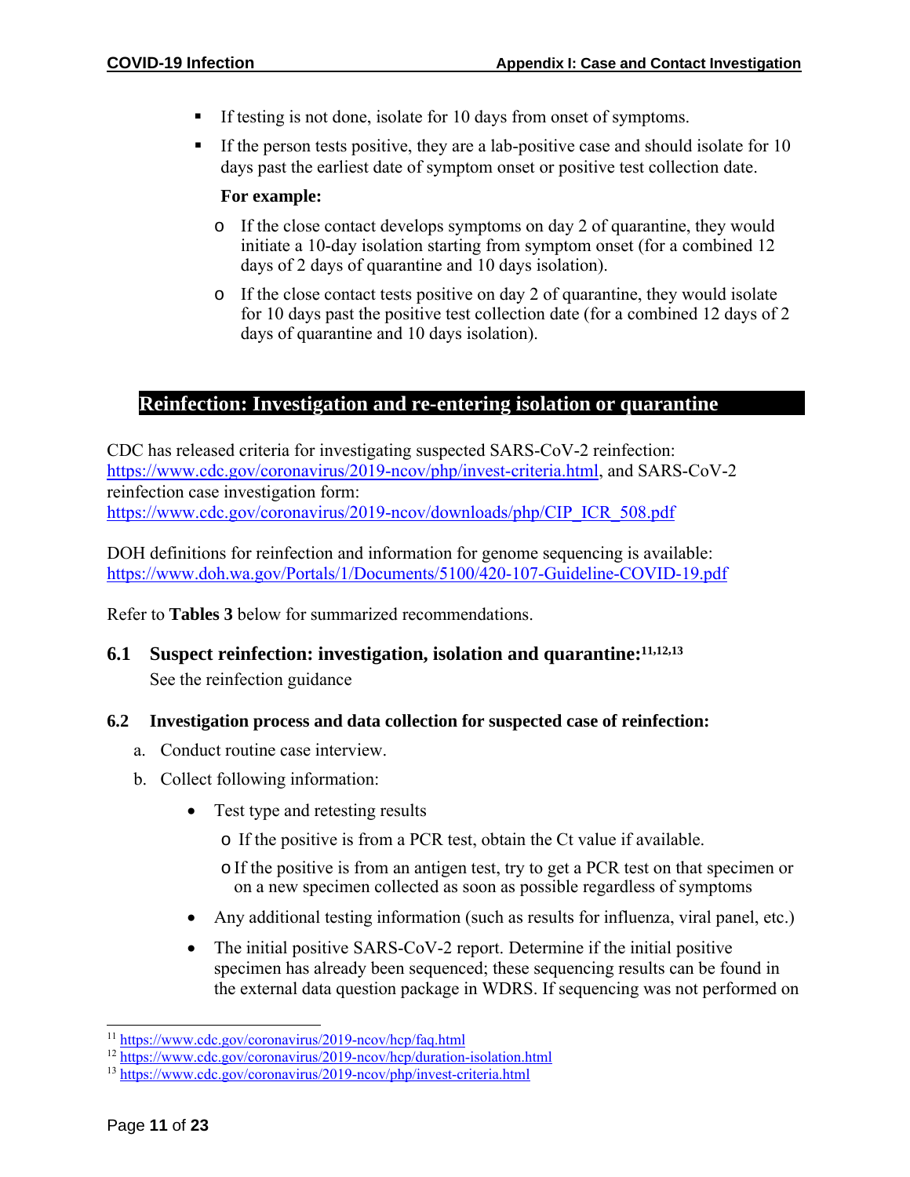- If testing is not done, isolate for 10 days from onset of symptoms.
- If the person tests positive, they are a lab-positive case and should isolate for 10 days past the earliest date of symptom onset or positive test collection date.

  **For example:**

  - If the close contact develops symptoms on day 2 of quarantine, they would initiate a 10-day isolation starting from symptom onset (for a combined 12 days of 2 days of quarantine and 10 days isolation).
  - If the close contact tests positive on day 2 of quarantine, they would isolate for 10 days past the positive test collection date (for a combined 12 days of 2 days of quarantine and 10 days isolation).

## Reinfection: Investigation and re-entering isolation or quarantine

CDC has released criteria for investigating suspected SARS-CoV-2 reinfection: https://www.cdc.gov/coronavirus/2019-ncov/php/invest-criteria.html, and SARS-CoV-2 reinfection case investigation form: https://www.cdc.gov/coronavirus/2019-ncov/downloads/php/CIP_ICR_508.pdf

DOH definitions for reinfection and information for genome sequencing is available: https://www.doh.wa.gov/Portals/1/Documents/5100/420-107-Guideline-COVID-19.pdf

Refer to **Tables 3** below for summarized recommendations.

### 6.1 Suspect reinfection: investigation, isolation and quarantine:[11,12,13]

See the reinfection guidance

### 6.2 Investigation process and data collection for suspected case of reinfection:

a. Conduct routine case interview.

b. Collect following information:

   - Test type and retesting results
     - If the positive is from a PCR test, obtain the Ct value if available.
     - If the positive is from an antigen test, try to get a PCR test on that specimen or on a new specimen collected as soon as possible regardless of symptoms
   - Any additional testing information (such as results for influenza, viral panel, etc.)
   - The initial positive SARS-CoV-2 report. Determine if the initial positive specimen has already been sequenced; these sequencing results can be found in the external data question package in WDRS. If sequencing was not performed on

[11] https://www.cdc.gov/coronavirus/2019-ncov/hcp/faq.html

[12] https://www.cdc.gov/coronavirus/2019-ncov/hcp/duration-isolation.html

[13] https://www.cdc.gov/coronavirus/2019-ncov/php/invest-criteria.html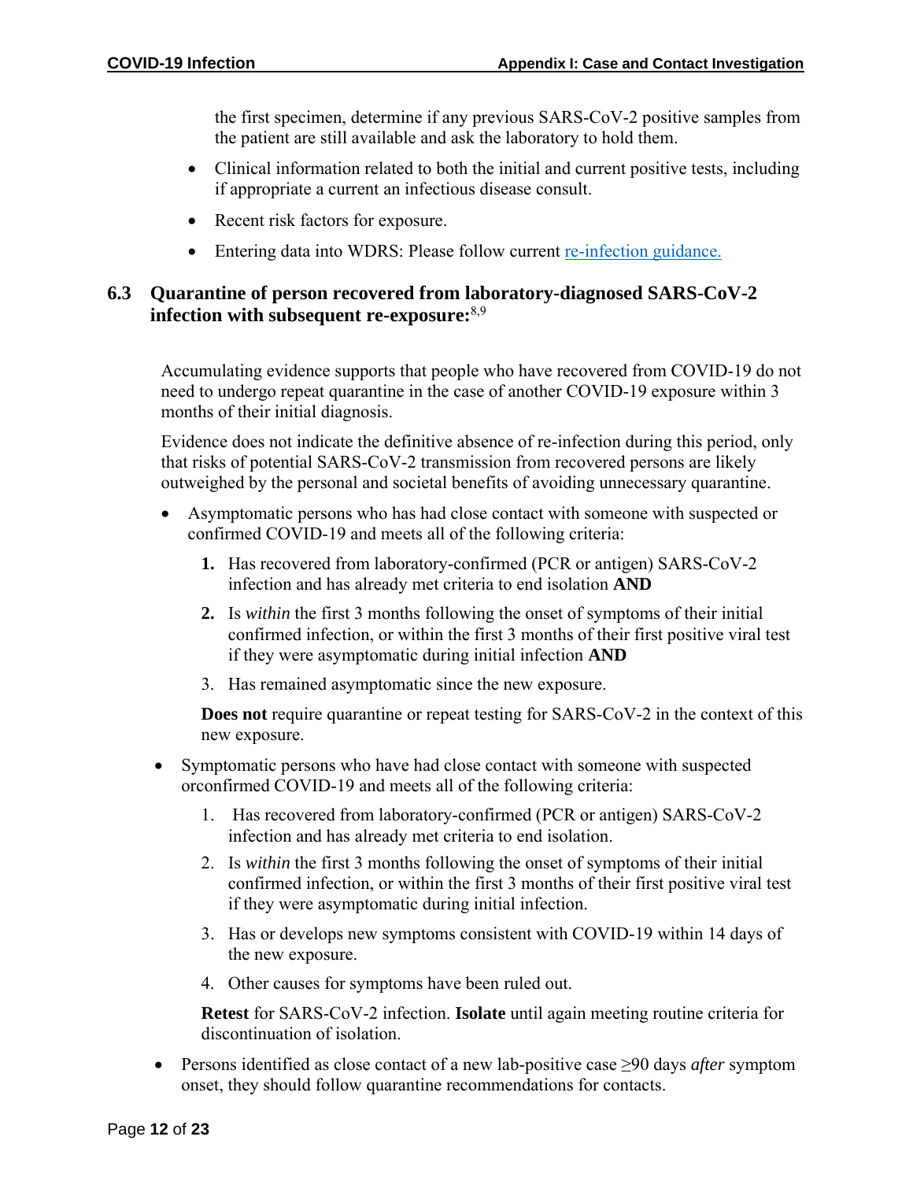the first specimen, determine if any previous SARS-CoV-2 positive samples from the patient are still available and ask the laboratory to hold them.

- Clinical information related to both the initial and current positive tests, including if appropriate a current an infectious disease consult.
- Recent risk factors for exposure.
- Entering data into WDRS: Please follow current re-infection guidance.

## 6.3 Quarantine of person recovered from laboratory-diagnosed SARS-CoV-2 infection with subsequent re-exposure:[8,9]

Accumulating evidence supports that people who have recovered from COVID-19 do not need to undergo repeat quarantine in the case of another COVID-19 exposure within 3 months of their initial diagnosis.

Evidence does not indicate the definitive absence of re-infection during this period, only that risks of potential SARS-CoV-2 transmission from recovered persons are likely outweighed by the personal and societal benefits of avoiding unnecessary quarantine.

- Asymptomatic persons who has had close contact with someone with suspected or confirmed COVID-19 and meets all of the following criteria:

  **1.** Has recovered from laboratory-confirmed (PCR or antigen) SARS-CoV-2 infection and has already met criteria to end isolation **AND**

  **2.** Is *within* the first 3 months following the onset of symptoms of their initial confirmed infection, or within the first 3 months of their first positive viral test if they were asymptomatic during initial infection **AND**

  3. Has remained asymptomatic since the new exposure.

  **Does not** require quarantine or repeat testing for SARS-CoV-2 in the context of this new exposure.

- Symptomatic persons who have had close contact with someone with suspected orconfirmed COVID-19 and meets all of the following criteria:

  1. Has recovered from laboratory-confirmed (PCR or antigen) SARS-CoV-2 infection and has already met criteria to end isolation.
  2. Is *within* the first 3 months following the onset of symptoms of their initial confirmed infection, or within the first 3 months of their first positive viral test if they were asymptomatic during initial infection.
  3. Has or develops new symptoms consistent with COVID-19 within 14 days of the new exposure.
  4. Other causes for symptoms have been ruled out.

  **Retest** for SARS-CoV-2 infection. **Isolate** until again meeting routine criteria for discontinuation of isolation.

- Persons identified as close contact of a new lab-positive case ≥90 days *after* symptom onset, they should follow quarantine recommendations for contacts.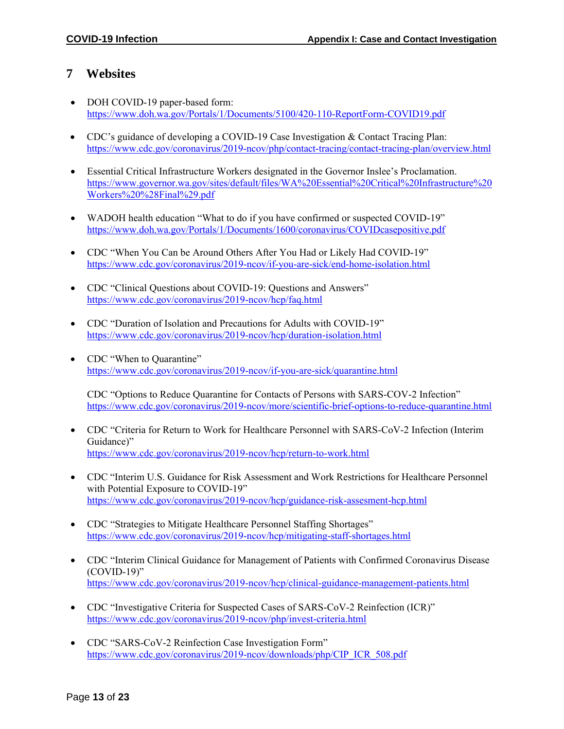# 7 Websites

- DOH COVID-19 paper-based form:
  https://www.doh.wa.gov/Portals/1/Documents/5100/420-110-ReportForm-COVID19.pdf

- CDC's guidance of developing a COVID-19 Case Investigation & Contact Tracing Plan:
  https://www.cdc.gov/coronavirus/2019-ncov/php/contact-tracing/contact-tracing-plan/overview.html

- Essential Critical Infrastructure Workers designated in the Governor Inslee's Proclamation.
  https://www.governor.wa.gov/sites/default/files/WA%20Essential%20Critical%20Infrastructure%20Workers%20%28Final%29.pdf

- WADOH health education "What to do if you have confirmed or suspected COVID-19"
  https://www.doh.wa.gov/Portals/1/Documents/1600/coronavirus/COVIDcasepositive.pdf

- CDC "When You Can be Around Others After You Had or Likely Had COVID-19"
  https://www.cdc.gov/coronavirus/2019-ncov/if-you-are-sick/end-home-isolation.html

- CDC "Clinical Questions about COVID-19: Questions and Answers"
  https://www.cdc.gov/coronavirus/2019-ncov/hcp/faq.html

- CDC "Duration of Isolation and Precautions for Adults with COVID-19"
  https://www.cdc.gov/coronavirus/2019-ncov/hcp/duration-isolation.html

- CDC "When to Quarantine"
  https://www.cdc.gov/coronavirus/2019-ncov/if-you-are-sick/quarantine.html

  CDC "Options to Reduce Quarantine for Contacts of Persons with SARS-COV-2 Infection"
  https://www.cdc.gov/coronavirus/2019-ncov/more/scientific-brief-options-to-reduce-quarantine.html

- CDC "Criteria for Return to Work for Healthcare Personnel with SARS-CoV-2 Infection (Interim Guidance)"
  https://www.cdc.gov/coronavirus/2019-ncov/hcp/return-to-work.html

- CDC "Interim U.S. Guidance for Risk Assessment and Work Restrictions for Healthcare Personnel with Potential Exposure to COVID-19"
  https://www.cdc.gov/coronavirus/2019-ncov/hcp/guidance-risk-assesment-hcp.html

- CDC "Strategies to Mitigate Healthcare Personnel Staffing Shortages"
  https://www.cdc.gov/coronavirus/2019-ncov/hcp/mitigating-staff-shortages.html

- CDC "Interim Clinical Guidance for Management of Patients with Confirmed Coronavirus Disease (COVID-19)"
  https://www.cdc.gov/coronavirus/2019-ncov/hcp/clinical-guidance-management-patients.html

- CDC "Investigative Criteria for Suspected Cases of SARS-CoV-2 Reinfection (ICR)"
  https://www.cdc.gov/coronavirus/2019-ncov/php/invest-criteria.html

- CDC "SARS-CoV-2 Reinfection Case Investigation Form"
  https://www.cdc.gov/coronavirus/2019-ncov/downloads/php/CIP_ICR_508.pdf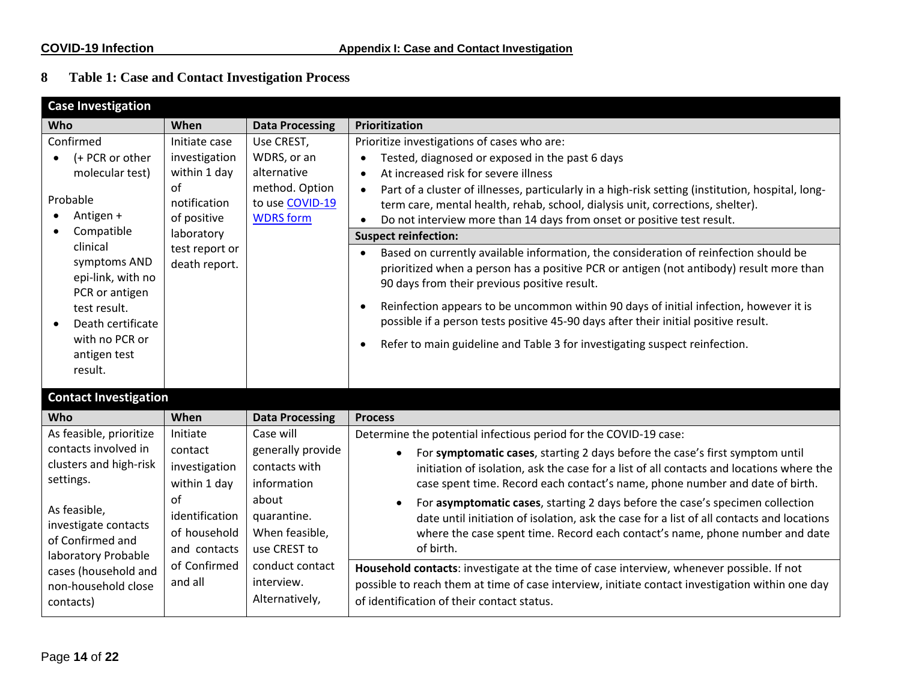# 8 Table 1: Case and Contact Investigation Process

| **Case Investigation** | | | |
|---|---|---|---|
| **Who** | **When** | **Data Processing** | **Prioritization** |
| Confirmed<br>• (+ PCR or other molecular test)<br><br>Probable<br>• Antigen +<br>• Compatible clinical symptoms AND epi-link, with no PCR or antigen test result.<br>• Death certificate with no PCR or antigen test result. | Initiate case investigation within 1 day of notification of positive laboratory test report or death report. | Use CREST, WDRS, or an alternative method. Option to use [COVID-19 WDRS form]() | Prioritize investigations of cases who are:<br>• Tested, diagnosed or exposed in the past 6 days<br>• At increased risk for severe illness<br>• Part of a cluster of illnesses, particularly in a high-risk setting (institution, hospital, long-term care, mental health, rehab, school, dialysis unit, corrections, shelter).<br>• Do not interview more than 14 days from onset or positive test result.<br><br>**Suspect reinfection:**<br>• Based on currently available information, the consideration of reinfection should be prioritized when a person has a positive PCR or antigen (not antibody) result more than 90 days from their previous positive result.<br>• Reinfection appears to be uncommon within 90 days of initial infection, however it is possible if a person tests positive 45-90 days after their initial positive result.<br>• Refer to main guideline and Table 3 for investigating suspect reinfection. |
| **Contact Investigation** | | | |
| **Who** | **When** | **Data Processing** | **Process** |
| As feasible, prioritize contacts involved in clusters and high-risk settings.<br><br>As feasible, investigate contacts of Confirmed and laboratory Probable cases (household and non-household close contacts) | Initiate contact investigation within 1 day of identification of household and contacts of Confirmed and all | Case will generally provide contacts with information about quarantine. When feasible, use CREST to conduct contact interview. Alternatively, | Determine the potential infectious period for the COVID-19 case:<br>• For **symptomatic cases**, starting 2 days before the case's first symptom until initiation of isolation, ask the case for a list of all contacts and locations where the case spent time. Record each contact's name, phone number and date of birth.<br>• For **asymptomatic cases**, starting 2 days before the case's specimen collection date until initiation of isolation, ask the case for a list of all contacts and locations where the case spent time. Record each contact's name, phone number and date of birth.<br><br>**Household contacts**: investigate at the time of case interview, whenever possible. If not possible to reach them at time of case interview, initiate contact investigation within one day of identification of their contact status. |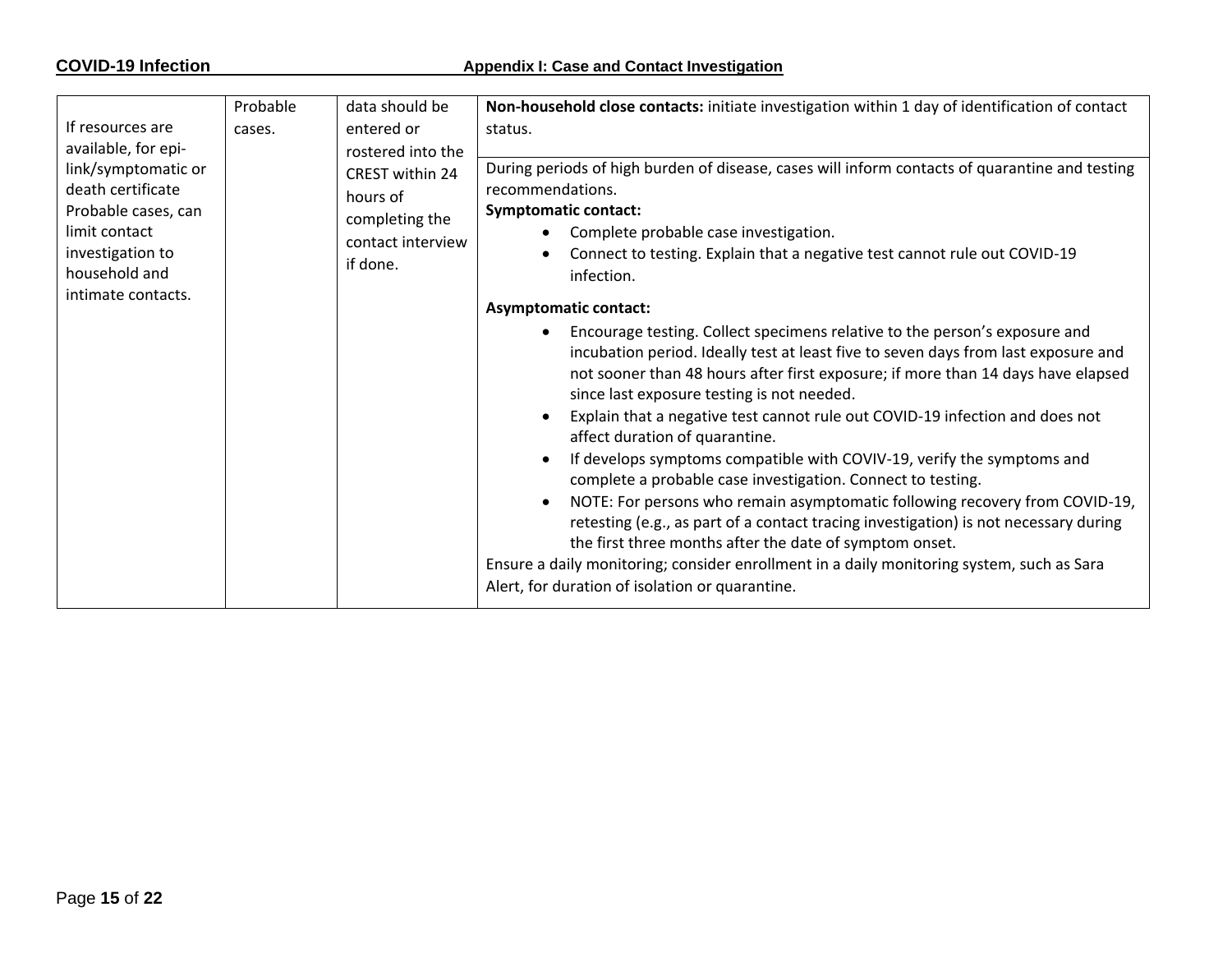| If resources are available, for epi-link/symptomatic or death certificate Probable cases, can limit contact investigation to household and intimate contacts. | Probable cases. | data should be entered or rostered into the CREST within 24 hours of completing the contact interview if done. | **Non-household close contacts:** initiate investigation within 1 day of identification of contact status.<br><br>During periods of high burden of disease, cases will inform contacts of quarantine and testing recommendations.<br>**Symptomatic contact:**<br>• Complete probable case investigation.<br>• Connect to testing. Explain that a negative test cannot rule out COVID-19 infection.<br><br>**Asymptomatic contact:**<br>• Encourage testing. Collect specimens relative to the person's exposure and incubation period. Ideally test at least five to seven days from last exposure and not sooner than 48 hours after first exposure; if more than 14 days have elapsed since last exposure testing is not needed.<br>• Explain that a negative test cannot rule out COVID-19 infection and does not affect duration of quarantine.<br>• If develops symptoms compatible with COVIV-19, verify the symptoms and complete a probable case investigation. Connect to testing.<br>• NOTE: For persons who remain asymptomatic following recovery from COVID-19, retesting (e.g., as part of a contact tracing investigation) is not necessary during the first three months after the date of symptom onset.<br><br>Ensure a daily monitoring; consider enrollment in a daily monitoring system, such as Sara Alert, for duration of isolation or quarantine. |
|---|---|---|---|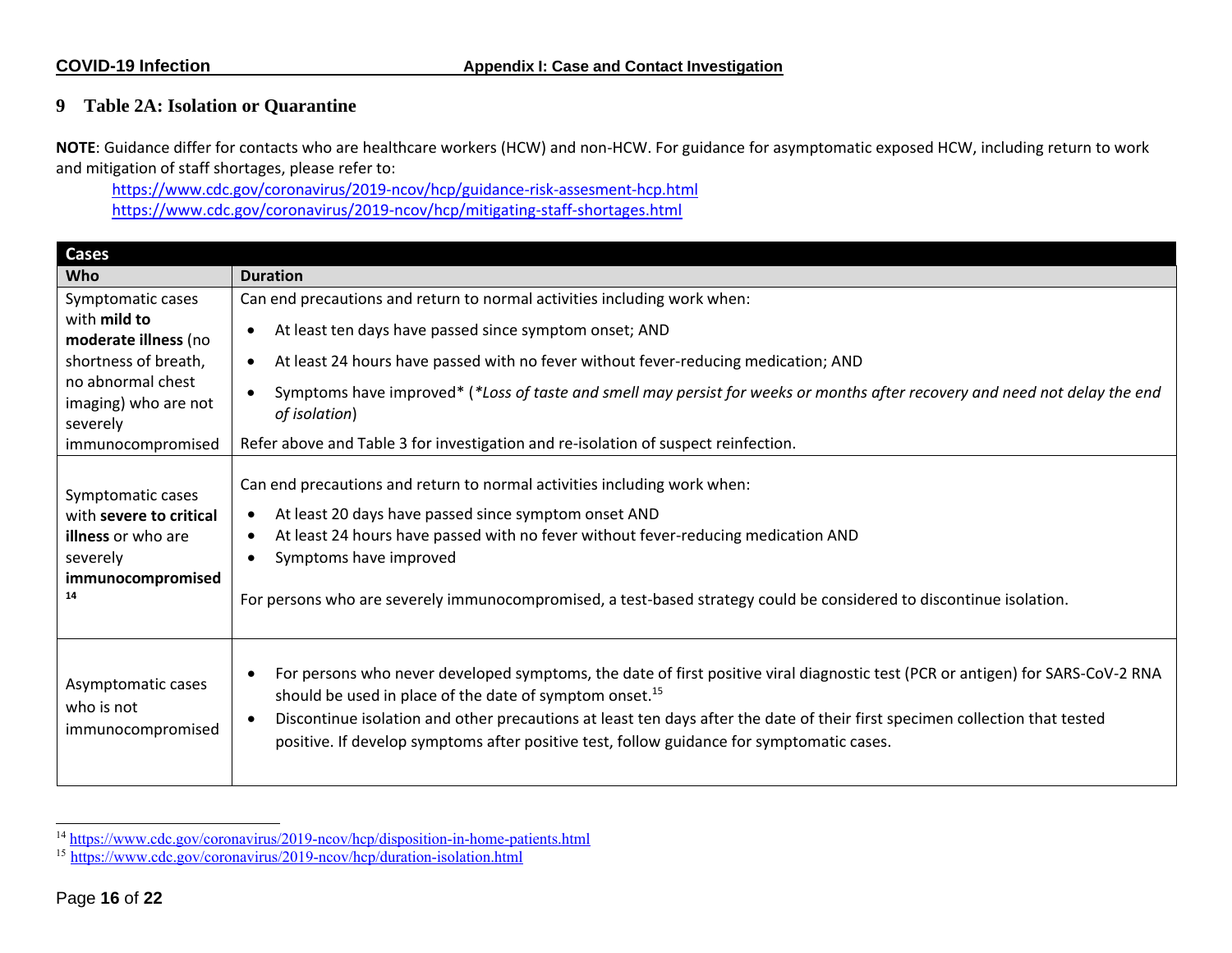## 9 Table 2A: Isolation or Quarantine

**NOTE**: Guidance differ for contacts who are healthcare workers (HCW) and non-HCW. For guidance for asymptomatic exposed HCW, including return to work and mitigation of staff shortages, please refer to:

https://www.cdc.gov/coronavirus/2019-ncov/hcp/guidance-risk-assesment-hcp.html
https://www.cdc.gov/coronavirus/2019-ncov/hcp/mitigating-staff-shortages.html

| **Cases** | |
|---|---|
| **Who** | **Duration** |
| Symptomatic cases with **mild to moderate illness** (no shortness of breath, no abnormal chest imaging) who are not severely immunocompromised | Can end precautions and return to normal activities including work when:<br>• At least ten days have passed since symptom onset; AND<br>• At least 24 hours have passed with no fever without fever-reducing medication; AND<br>• Symptoms have improved* (*\*Loss of taste and smell may persist for weeks or months after recovery and need not delay the end of isolation*)<br>Refer above and Table 3 for investigation and re-isolation of suspect reinfection. |
| Symptomatic cases with **severe to critical illness** or who are severely **immunocompromised**[14] | Can end precautions and return to normal activities including work when:<br>• At least 20 days have passed since symptom onset AND<br>• At least 24 hours have passed with no fever without fever-reducing medication AND<br>• Symptoms have improved<br>For persons who are severely immunocompromised, a test-based strategy could be considered to discontinue isolation. |
| Asymptomatic cases who is not immunocompromised | • For persons who never developed symptoms, the date of first positive viral diagnostic test (PCR or antigen) for SARS-CoV-2 RNA should be used in place of the date of symptom onset.[15]<br>• Discontinue isolation and other precautions at least ten days after the date of their first specimen collection that tested positive. If develop symptoms after positive test, follow guidance for symptomatic cases. |

[14] https://www.cdc.gov/coronavirus/2019-ncov/hcp/disposition-in-home-patients.html
[15] https://www.cdc.gov/coronavirus/2019-ncov/hcp/duration-isolation.html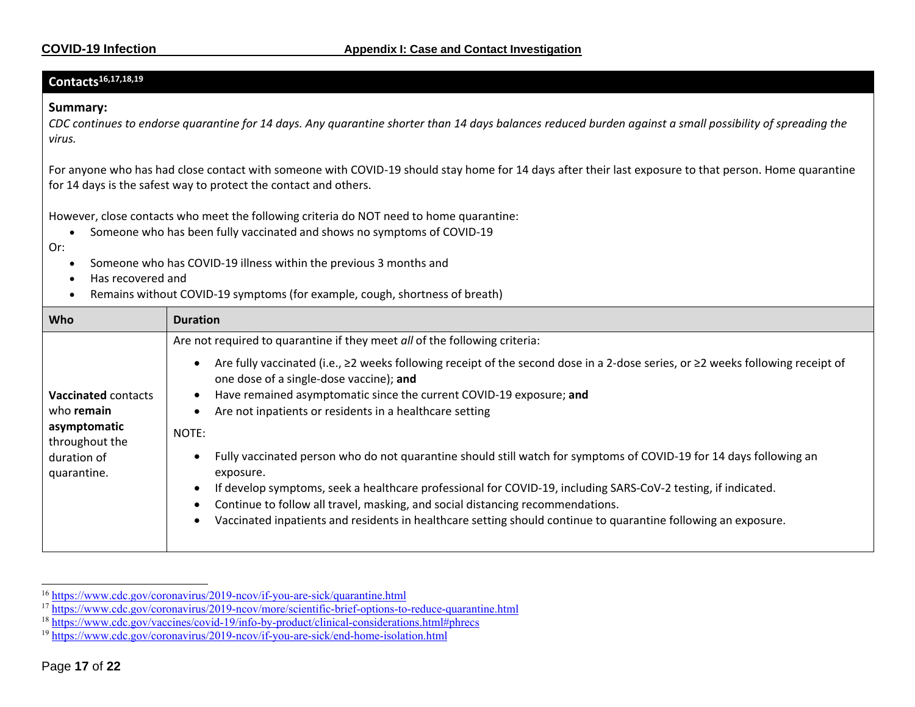## Contacts[16,17,18,19]

**Summary:**

*CDC continues to endorse quarantine for 14 days. Any quarantine shorter than 14 days balances reduced burden against a small possibility of spreading the virus.*

For anyone who has had close contact with someone with COVID-19 should stay home for 14 days after their last exposure to that person. Home quarantine for 14 days is the safest way to protect the contact and others.

However, close contacts who meet the following criteria do NOT need to home quarantine:

- Someone who has been fully vaccinated and shows no symptoms of COVID-19

Or:

- Someone who has COVID-19 illness within the previous 3 months and
- Has recovered and
- Remains without COVID-19 symptoms (for example, cough, shortness of breath)

| Who | Duration |
|---|---|
| **Vaccinated** contacts who **remain asymptomatic** throughout the duration of quarantine. | Are not required to quarantine if they meet *all* of the following criteria:<br>• Are fully vaccinated (i.e., ≥2 weeks following receipt of the second dose in a 2-dose series, or ≥2 weeks following receipt of one dose of a single-dose vaccine); **and**<br>• Have remained asymptomatic since the current COVID-19 exposure; **and**<br>• Are not inpatients or residents in a healthcare setting<br>NOTE:<br>• Fully vaccinated person who do not quarantine should still watch for symptoms of COVID-19 for 14 days following an exposure.<br>• If develop symptoms, seek a healthcare professional for COVID-19, including SARS-CoV-2 testing, if indicated.<br>• Continue to follow all travel, masking, and social distancing recommendations.<br>• Vaccinated inpatients and residents in healthcare setting should continue to quarantine following an exposure. |

[16] https://www.cdc.gov/coronavirus/2019-ncov/if-you-are-sick/quarantine.html

[17] https://www.cdc.gov/coronavirus/2019-ncov/more/scientific-brief-options-to-reduce-quarantine.html

[18] https://www.cdc.gov/vaccines/covid-19/info-by-product/clinical-considerations.html#phrecs

[19] https://www.cdc.gov/coronavirus/2019-ncov/if-you-are-sick/end-home-isolation.html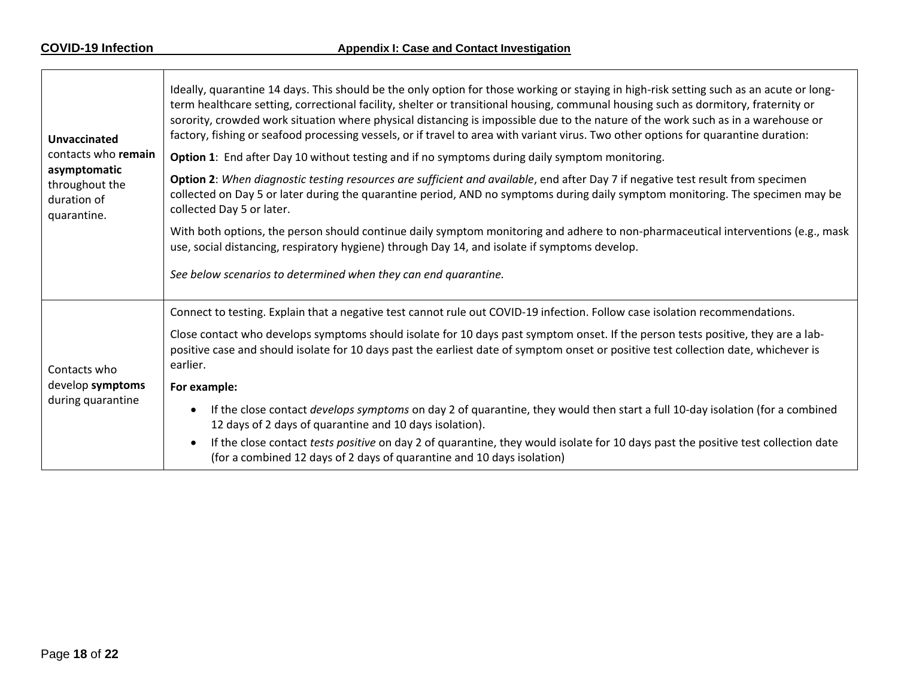| | |
|---|---|
| **Unvaccinated** contacts who **remain asymptomatic** throughout the duration of quarantine. | Ideally, quarantine 14 days. This should be the only option for those working or staying in high-risk setting such as an acute or long-term healthcare setting, correctional facility, shelter or transitional housing, communal housing such as dormitory, fraternity or sorority, crowded work situation where physical distancing is impossible due to the nature of the work such as in a warehouse or factory, fishing or seafood processing vessels, or if travel to area with variant virus. Two other options for quarantine duration:<br><br>**Option 1**: End after Day 10 without testing and if no symptoms during daily symptom monitoring.<br><br>**Option 2**: *When diagnostic testing resources are sufficient and available*, end after Day 7 if negative test result from specimen collected on Day 5 or later during the quarantine period, AND no symptoms during daily symptom monitoring. The specimen may be collected Day 5 or later.<br><br>With both options, the person should continue daily symptom monitoring and adhere to non-pharmaceutical interventions (e.g., mask use, social distancing, respiratory hygiene) through Day 14, and isolate if symptoms develop.<br><br>*See below scenarios to determined when they can end quarantine.* |
| Contacts who develop **symptoms** during quarantine | Connect to testing. Explain that a negative test cannot rule out COVID-19 infection. Follow case isolation recommendations.<br><br>Close contact who develops symptoms should isolate for 10 days past symptom onset. If the person tests positive, they are a lab-positive case and should isolate for 10 days past the earliest date of symptom onset or positive test collection date, whichever is earlier.<br><br>**For example:**<br><br>• If the close contact *develops symptoms* on day 2 of quarantine, they would then start a full 10-day isolation (for a combined 12 days of 2 days of quarantine and 10 days isolation).<br>• If the close contact *tests positive* on day 2 of quarantine, they would isolate for 10 days past the positive test collection date (for a combined 12 days of 2 days of quarantine and 10 days isolation) |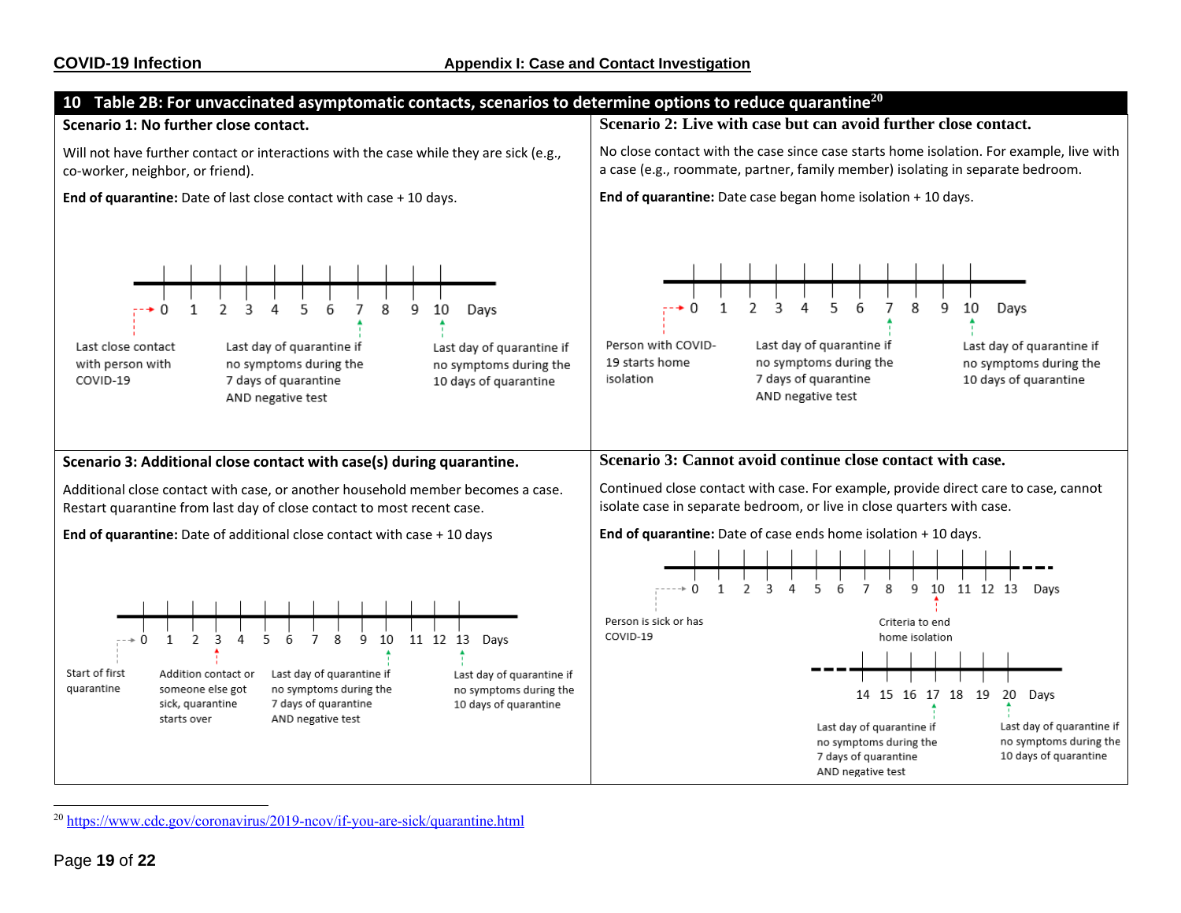## 10 Table 2B: For unvaccinated asymptomatic contacts, scenarios to determine options to reduce quarantine[20]

**Scenario 1: No further close contact.**

Will not have further contact or interactions with the case while they are sick (e.g., co-worker, neighbor, or friend).

**End of quarantine:** Date of last close contact with case + 10 days.

0 1 2 3 4 5 6 7 8 9 10 Days

- 0: Last close contact with person with COVID-19
- 7: Last day of quarantine if no symptoms during the 7 days of quarantine AND negative test
- 10: Last day of quarantine if no symptoms during the 10 days of quarantine

**Scenario 2: Live with case but can avoid further close contact.**

No close contact with the case since case starts home isolation. For example, live with a case (e.g., roommate, partner, family member) isolating in separate bedroom.

**End of quarantine:** Date case began home isolation + 10 days.

0 1 2 3 4 5 6 7 8 9 10 Days

- 0: Person with COVID-19 starts home isolation
- 7: Last day of quarantine if no symptoms during the 7 days of quarantine AND negative test
- 10: Last day of quarantine if no symptoms during the 10 days of quarantine

**Scenario 3: Additional close contact with case(s) during quarantine.**

Additional close contact with case, or another household member becomes a case. Restart quarantine from last day of close contact to most recent case.

**End of quarantine:** Date of additional close contact with case + 10 days

0 1 2 3 4 5 6 7 8 9 10 11 12 13 Days

- 0: Start of first quarantine
- 3: Addition contact or someone else got sick, quarantine starts over
- 10: Last day of quarantine if no symptoms during the 7 days of quarantine AND negative test
- 13: Last day of quarantine if no symptoms during the 10 days of quarantine

**Scenario 3: Cannot avoid continue close contact with case.**

Continued close contact with case. For example, provide direct care to case, cannot isolate case in separate bedroom, or live in close quarters with case.

**End of quarantine:** Date of case ends home isolation + 10 days.

0 1 2 3 4 5 6 7 8 9 10 11 12 13 14 15 16 17 18 19 20 Days

- 0: Person is sick or has COVID-19
- 10: Criteria to end home isolation
- 17: Last day of quarantine if no symptoms during the 7 days of quarantine AND negative test
- 20: Last day of quarantine if no symptoms during the 10 days of quarantine

---

[20] https://www.cdc.gov/coronavirus/2019-ncov/if-you-are-sick/quarantine.html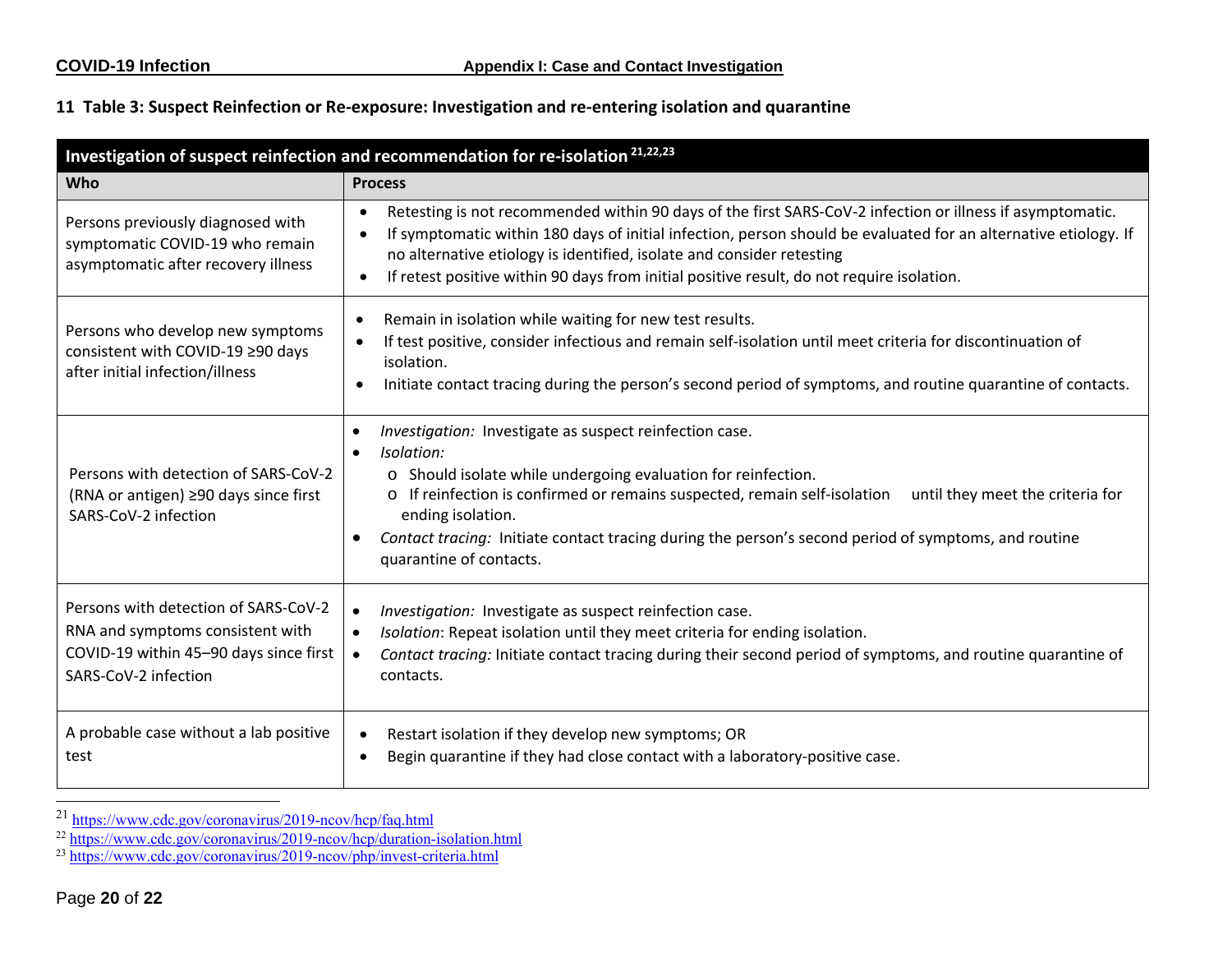## 11 Table 3: Suspect Reinfection or Re-exposure: Investigation and re-entering isolation and quarantine

| Investigation of suspect reinfection and recommendation for re-isolation [21,22,23] | |
|---|---|
| **Who** | **Process** |
| Persons previously diagnosed with symptomatic COVID-19 who remain asymptomatic after recovery illness | • Retesting is not recommended within 90 days of the first SARS-CoV-2 infection or illness if asymptomatic.<br>• If symptomatic within 180 days of initial infection, person should be evaluated for an alternative etiology. If no alternative etiology is identified, isolate and consider retesting<br>• If retest positive within 90 days from initial positive result, do not require isolation. |
| Persons who develop new symptoms consistent with COVID-19 ≥90 days after initial infection/illness | • Remain in isolation while waiting for new test results.<br>• If test positive, consider infectious and remain self-isolation until meet criteria for discontinuation of isolation.<br>• Initiate contact tracing during the person's second period of symptoms, and routine quarantine of contacts. |
| Persons with detection of SARS-CoV-2 (RNA or antigen) ≥90 days since first SARS-CoV-2 infection | • *Investigation:* Investigate as suspect reinfection case.<br>• *Isolation:*<br>o Should isolate while undergoing evaluation for reinfection.<br>o If reinfection is confirmed or remains suspected, remain self-isolation until they meet the criteria for ending isolation.<br>• *Contact tracing:* Initiate contact tracing during the person's second period of symptoms, and routine quarantine of contacts. |
| Persons with detection of SARS-CoV-2 RNA and symptoms consistent with COVID-19 within 45–90 days since first SARS-CoV-2 infection | • *Investigation:* Investigate as suspect reinfection case.<br>• *Isolation*: Repeat isolation until they meet criteria for ending isolation.<br>• *Contact tracing:* Initiate contact tracing during their second period of symptoms, and routine quarantine of contacts. |
| A probable case without a lab positive test | • Restart isolation if they develop new symptoms; OR<br>• Begin quarantine if they had close contact with a laboratory-positive case. |

[21] https://www.cdc.gov/coronavirus/2019-ncov/hcp/faq.html

[22] https://www.cdc.gov/coronavirus/2019-ncov/hcp/duration-isolation.html

[23] https://www.cdc.gov/coronavirus/2019-ncov/php/invest-criteria.html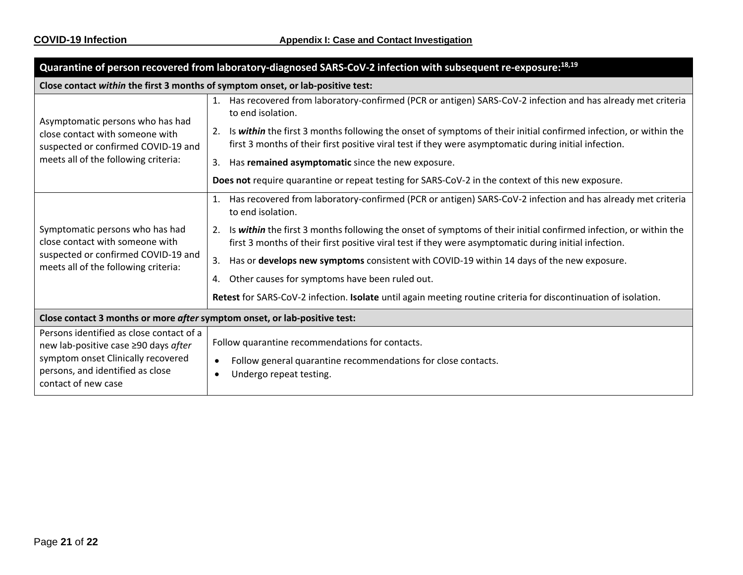| Quarantine of person recovered from laboratory-diagnosed SARS-CoV-2 infection with subsequent re-exposure:[18,19] | |
|---|---|
| **Close contact *within* the first 3 months of symptom onset, or lab-positive test:** | |
| Asymptomatic persons who has had close contact with someone with suspected or confirmed COVID-19 and meets all of the following criteria: | 1. Has recovered from laboratory-confirmed (PCR or antigen) SARS-CoV-2 infection and has already met criteria to end isolation.<br>2. Is ***within*** the first 3 months following the onset of symptoms of their initial confirmed infection, or within the first 3 months of their first positive viral test if they were asymptomatic during initial infection.<br>3. Has **remained asymptomatic** since the new exposure.<br>**Does not** require quarantine or repeat testing for SARS-CoV-2 in the context of this new exposure. |
| Symptomatic persons who has had close contact with someone with suspected or confirmed COVID-19 and meets all of the following criteria: | 1. Has recovered from laboratory-confirmed (PCR or antigen) SARS-CoV-2 infection and has already met criteria to end isolation.<br>2. Is ***within*** the first 3 months following the onset of symptoms of their initial confirmed infection, or within the first 3 months of their first positive viral test if they were asymptomatic during initial infection.<br>3. Has or **develops new symptoms** consistent with COVID-19 within 14 days of the new exposure.<br>4. Other causes for symptoms have been ruled out.<br>**Retest** for SARS-CoV-2 infection. **Isolate** until again meeting routine criteria for discontinuation of isolation. |
| **Close contact 3 months or more *after* symptom onset, or lab-positive test:** | |
| Persons identified as close contact of a new lab-positive case ≥90 days *after* symptom onset Clinically recovered persons, and identified as close contact of new case | Follow quarantine recommendations for contacts.<br>• Follow general quarantine recommendations for close contacts.<br>• Undergo repeat testing. |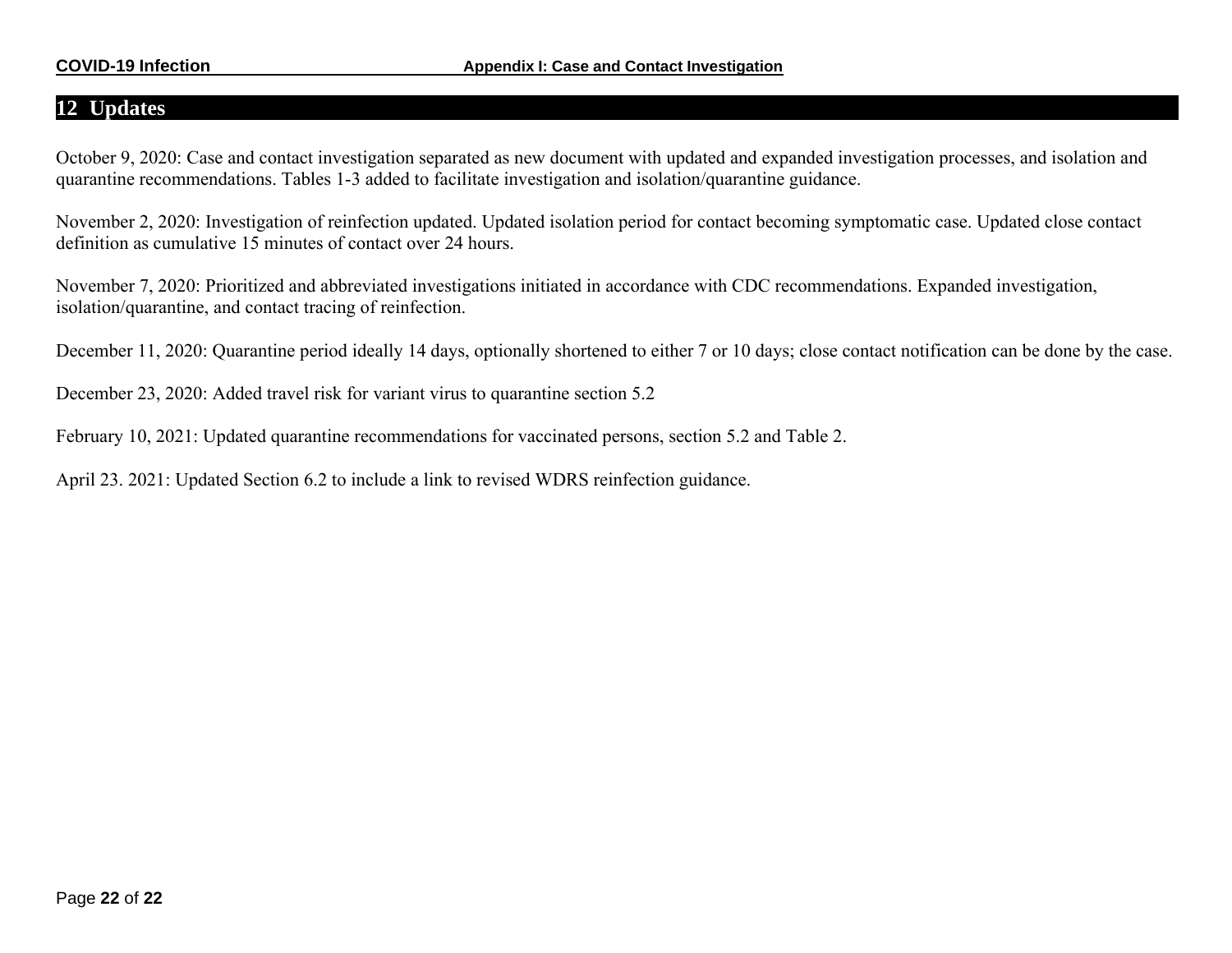## 12 Updates

October 9, 2020: Case and contact investigation separated as new document with updated and expanded investigation processes, and isolation and quarantine recommendations. Tables 1-3 added to facilitate investigation and isolation/quarantine guidance.

November 2, 2020: Investigation of reinfection updated. Updated isolation period for contact becoming symptomatic case. Updated close contact definition as cumulative 15 minutes of contact over 24 hours.

November 7, 2020: Prioritized and abbreviated investigations initiated in accordance with CDC recommendations. Expanded investigation, isolation/quarantine, and contact tracing of reinfection.

December 11, 2020: Quarantine period ideally 14 days, optionally shortened to either 7 or 10 days; close contact notification can be done by the case.

December 23, 2020: Added travel risk for variant virus to quarantine section 5.2

February 10, 2021: Updated quarantine recommendations for vaccinated persons, section 5.2 and Table 2.

April 23. 2021: Updated Section 6.2 to include a link to revised WDRS reinfection guidance.